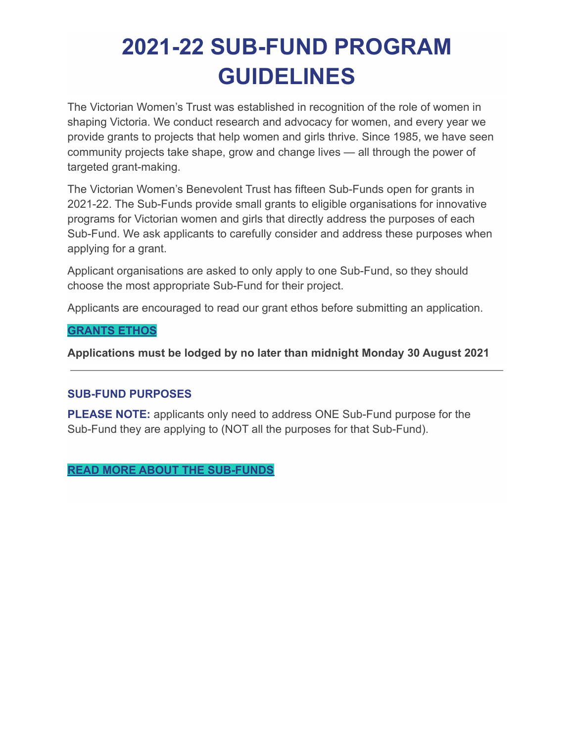# 2021-22 SUB-FUND PROGRAM GUIDELINES

The Victorian Women's Trust was established in recognition of the role of women in shaping Victoria. We conduct research and advocacy for women, and every year we provide grants to projects that help women and girls thrive. Since 1985, we have seen community projects take shape, grow and change lives — all through the power of targeted grant-making.

The Victorian Women's Benevolent Trust has fifteen Sub-Funds open for grants in 2021-22. The Sub-Funds provide small grants to eligible organisations for innovative programs for Victorian women and girls that directly address the purposes of each Sub-Fund. We ask applicants to carefully consider and address these purposes when applying for a grant.

Applicant organisations are asked to only apply to one Sub-Fund, so they should choose the most appropriate Sub-Fund for their project.

Applicants are encouraged to read our grant ethos before submitting an application.

**GRANTS ETHOS**

**Applications must be lodged by no later than midnight Monday 30 August 2021**

---

### SUB-FUND PURPOSES

**PLEASE NOTE:** applicants only need to address ONE Sub-Fund purpose for the Sub-Fund they are applying to (NOT all the purposes for that Sub-Fund).

**READ MORE ABOUT THE SUB-FUNDS**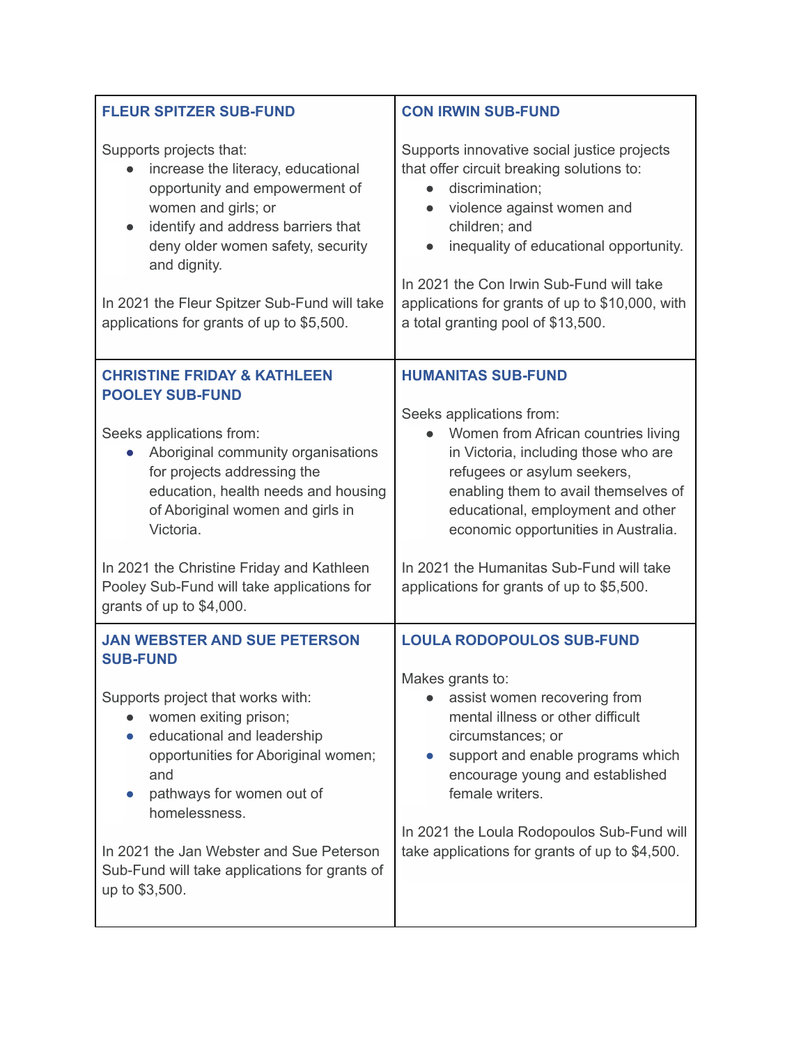### FLEUR SPITZER SUB-FUND

Supports projects that:

- increase the literacy, educational opportunity and empowerment of women and girls; or
- identify and address barriers that deny older women safety, security and dignity.

In 2021 the Fleur Spitzer Sub-Fund will take applications for grants of up to $5,500.

### CON IRWIN SUB-FUND

Supports innovative social justice projects that offer circuit breaking solutions to:

- discrimination;
- violence against women and children; and
- inequality of educational opportunity.

In 2021 the Con Irwin Sub-Fund will take applications for grants of up to $10,000, with a total granting pool of $13,500.

### CHRISTINE FRIDAY & KATHLEEN POOLEY SUB-FUND

Seeks applications from:

- Aboriginal community organisations for projects addressing the education, health needs and housing of Aboriginal women and girls in Victoria.

In 2021 the Christine Friday and Kathleen Pooley Sub-Fund will take applications for grants of up to $4,000.

### HUMANITAS SUB-FUND

Seeks applications from:

- Women from African countries living in Victoria, including those who are refugees or asylum seekers, enabling them to avail themselves of educational, employment and other economic opportunities in Australia.

In 2021 the Humanitas Sub-Fund will take applications for grants of up to $5,500.

### JAN WEBSTER AND SUE PETERSON SUB-FUND

Supports project that works with:

- women exiting prison;
- educational and leadership opportunities for Aboriginal women; and
- pathways for women out of homelessness.

In 2021 the Jan Webster and Sue Peterson Sub-Fund will take applications for grants of up to $3,500.

### LOULA RODOPOULOS SUB-FUND

Makes grants to:

- assist women recovering from mental illness or other difficult circumstances; or
- support and enable programs which encourage young and established female writers.

In 2021 the Loula Rodopoulos Sub-Fund will take applications for grants of up to $4,500.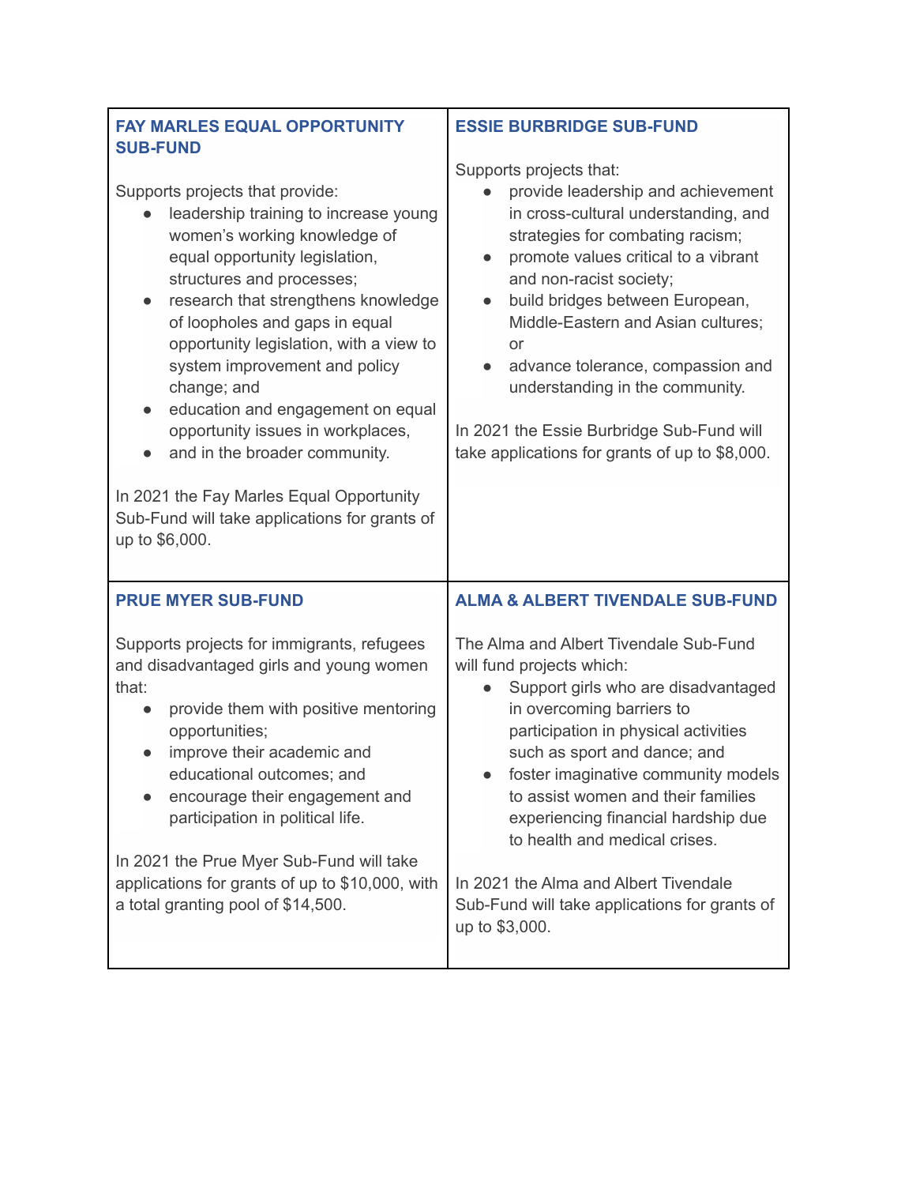## FAY MARLES EQUAL OPPORTUNITY SUB-FUND

Supports projects that provide:

- leadership training to increase young women's working knowledge of equal opportunity legislation, structures and processes;
- research that strengthens knowledge of loopholes and gaps in equal opportunity legislation, with a view to system improvement and policy change; and
- education and engagement on equal opportunity issues in workplaces,
- and in the broader community.

In 2021 the Fay Marles Equal Opportunity Sub-Fund will take applications for grants of up to $6,000.

## ESSIE BURBRIDGE SUB-FUND

Supports projects that:

- provide leadership and achievement in cross-cultural understanding, and strategies for combating racism;
- promote values critical to a vibrant and non-racist society;
- build bridges between European, Middle-Eastern and Asian cultures; or
- advance tolerance, compassion and understanding in the community.

In 2021 the Essie Burbridge Sub-Fund will take applications for grants of up to $8,000.

## PRUE MYER SUB-FUND

Supports projects for immigrants, refugees and disadvantaged girls and young women that:

- provide them with positive mentoring opportunities;
- improve their academic and educational outcomes; and
- encourage their engagement and participation in political life.

In 2021 the Prue Myer Sub-Fund will take applications for grants of up to $10,000, with a total granting pool of $14,500.

## ALMA & ALBERT TIVENDALE SUB-FUND

The Alma and Albert Tivendale Sub-Fund will fund projects which:

- Support girls who are disadvantaged in overcoming barriers to participation in physical activities such as sport and dance; and
- foster imaginative community models to assist women and their families experiencing financial hardship due to health and medical crises.

In 2021 the Alma and Albert Tivendale Sub-Fund will take applications for grants of up to $3,000.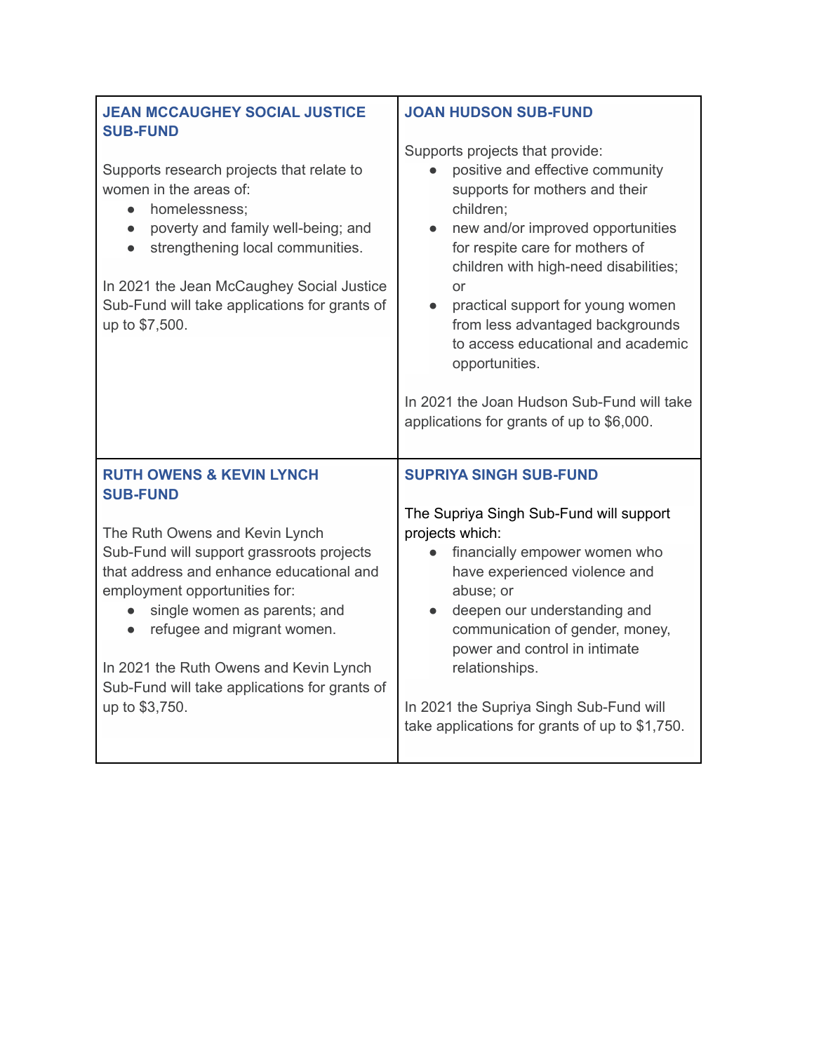### JEAN MCCAUGHEY SOCIAL JUSTICE SUB-FUND

Supports research projects that relate to women in the areas of:

- homelessness;
- poverty and family well-being; and
- strengthening local communities.

In 2021 the Jean McCaughey Social Justice Sub-Fund will take applications for grants of up to $7,500.

### JOAN HUDSON SUB-FUND

Supports projects that provide:

- positive and effective community supports for mothers and their children;
- new and/or improved opportunities for respite care for mothers of children with high-need disabilities; or
- practical support for young women from less advantaged backgrounds to access educational and academic opportunities.

In 2021 the Joan Hudson Sub-Fund will take applications for grants of up to $6,000.

### RUTH OWENS & KEVIN LYNCH SUB-FUND

The Ruth Owens and Kevin Lynch Sub-Fund will support grassroots projects that address and enhance educational and employment opportunities for:

- single women as parents; and
- refugee and migrant women.

In 2021 the Ruth Owens and Kevin Lynch Sub-Fund will take applications for grants of up to $3,750.

### SUPRIYA SINGH SUB-FUND

The Supriya Singh Sub-Fund will support projects which:

- financially empower women who have experienced violence and abuse; or
- deepen our understanding and communication of gender, money, power and control in intimate relationships.

In 2021 the Supriya Singh Sub-Fund will take applications for grants of up to $1,750.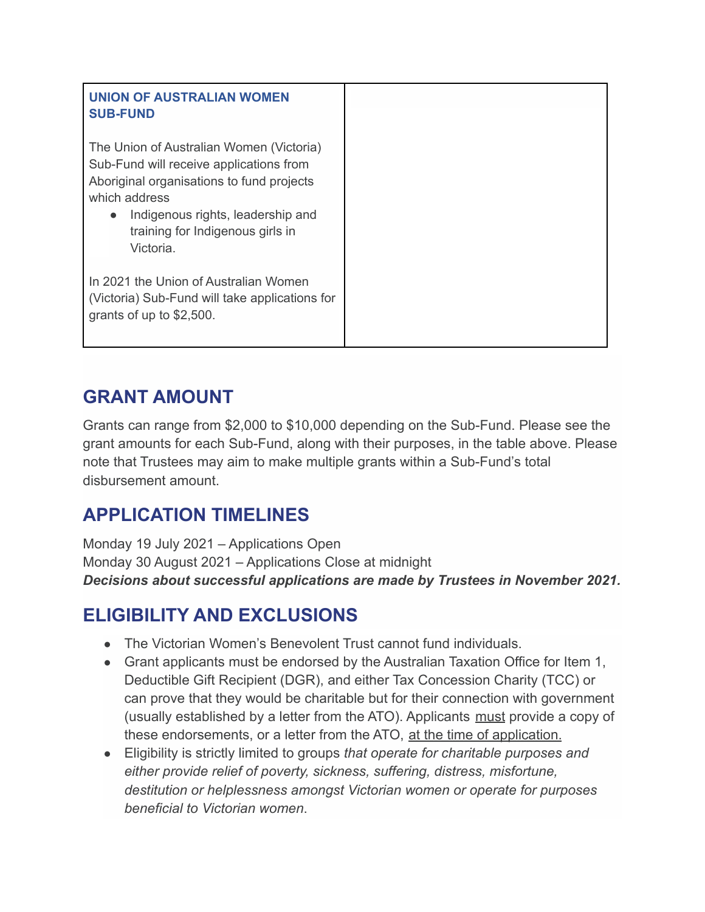| UNION OF AUSTRALIAN WOMEN SUB-FUND<br><br>The Union of Australian Women (Victoria) Sub-Fund will receive applications from Aboriginal organisations to fund projects which address<br>• Indigenous rights, leadership and training for Indigenous girls in Victoria.<br><br>In 2021 the Union of Australian Women (Victoria) Sub-Fund will take applications for grants of up to $2,500. | |
|---|---|

## GRANT AMOUNT

Grants can range from $2,000 to $10,000 depending on the Sub-Fund. Please see the grant amounts for each Sub-Fund, along with their purposes, in the table above. Please note that Trustees may aim to make multiple grants within a Sub-Fund's total disbursement amount.

## APPLICATION TIMELINES

Monday 19 July 2021 – Applications Open
Monday 30 August 2021 – Applications Close at midnight
***Decisions about successful applications are made by Trustees in November 2021.***

## ELIGIBILITY AND EXCLUSIONS

- The Victorian Women's Benevolent Trust cannot fund individuals.
- Grant applicants must be endorsed by the Australian Taxation Office for Item 1, Deductible Gift Recipient (DGR), and either Tax Concession Charity (TCC) or can prove that they would be charitable but for their connection with government (usually established by a letter from the ATO). Applicants must provide a copy of these endorsements, or a letter from the ATO, at the time of application.
- Eligibility is strictly limited to groups *that operate for charitable purposes and either provide relief of poverty, sickness, suffering, distress, misfortune, destitution or helplessness amongst Victorian women or operate for purposes beneficial to Victorian women*.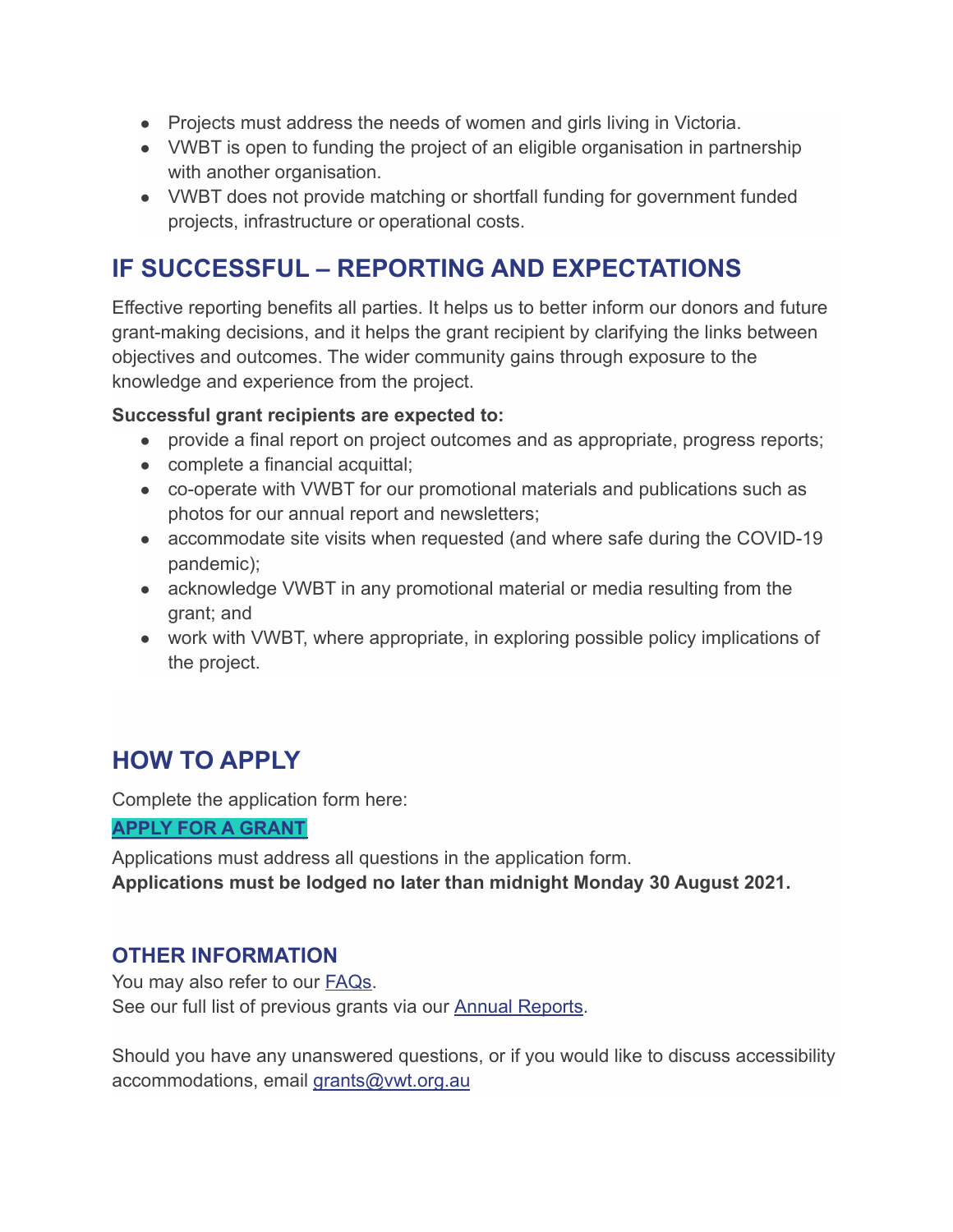- Projects must address the needs of women and girls living in Victoria.
- VWBT is open to funding the project of an eligible organisation in partnership with another organisation.
- VWBT does not provide matching or shortfall funding for government funded projects, infrastructure or operational costs.

## IF SUCCESSFUL – REPORTING AND EXPECTATIONS

Effective reporting benefits all parties. It helps us to better inform our donors and future grant-making decisions, and it helps the grant recipient by clarifying the links between objectives and outcomes. The wider community gains through exposure to the knowledge and experience from the project.

**Successful grant recipients are expected to:**

- provide a final report on project outcomes and as appropriate, progress reports;
- complete a financial acquittal;
- co-operate with VWBT for our promotional materials and publications such as photos for our annual report and newsletters;
- accommodate site visits when requested (and where safe during the COVID-19 pandemic);
- acknowledge VWBT in any promotional material or media resulting from the grant; and
- work with VWBT, where appropriate, in exploring possible policy implications of the project.

## HOW TO APPLY

Complete the application form here:

**APPLY FOR A GRANT**

Applications must address all questions in the application form.
**Applications must be lodged no later than midnight Monday 30 August 2021.**

### OTHER INFORMATION

You may also refer to our FAQs.
See our full list of previous grants via our Annual Reports.

Should you have any unanswered questions, or if you would like to discuss accessibility accommodations, email grants@vwt.org.au